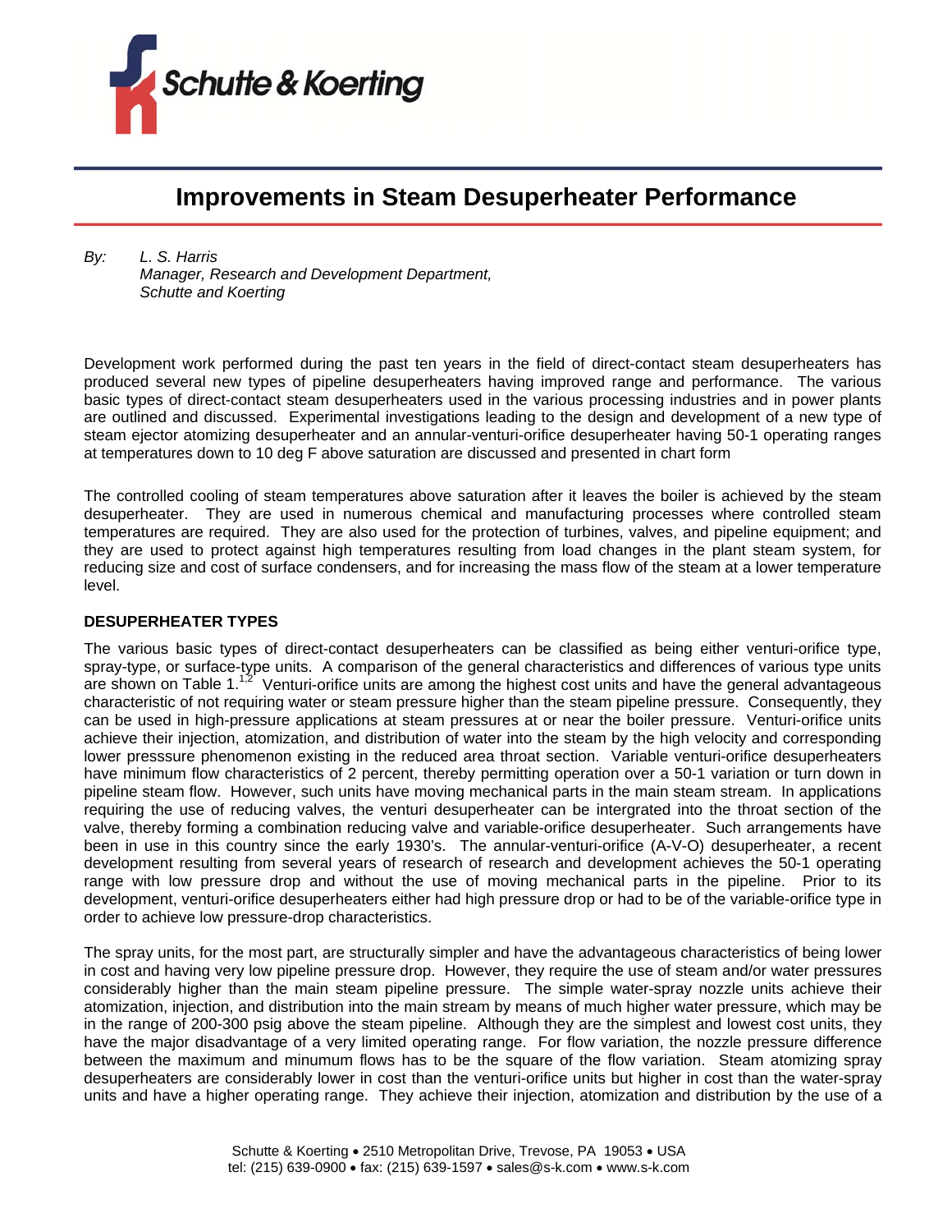# Improvements in Steam Desuperheater Performance

*By: L. S. Harris*
*Manager, Research and Development Department,*
*Schutte and Koerting*

Development work performed during the past ten years in the field of direct-contact steam desuperheaters has produced several new types of pipeline desuperheaters having improved range and performance. The various basic types of direct-contact steam desuperheaters used in the various processing industries and in power plants are outlined and discussed. Experimental investigations leading to the design and development of a new type of steam ejector atomizing desuperheater and an annular-venturi-orifice desuperheater having 50-1 operating ranges at temperatures down to 10 deg F above saturation are discussed and presented in chart form

The controlled cooling of steam temperatures above saturation after it leaves the boiler is achieved by the steam desuperheater. They are used in numerous chemical and manufacturing processes where controlled steam temperatures are required. They are also used for the protection of turbines, valves, and pipeline equipment; and they are used to protect against high temperatures resulting from load changes in the plant steam system, for reducing size and cost of surface condensers, and for increasing the mass flow of the steam at a lower temperature level.

## DESUPERHEATER TYPES

The various basic types of direct-contact desuperheaters can be classified as being either venturi-orifice type, spray-type, or surface-type units. A comparison of the general characteristics and differences of various type units are shown on Table 1.[1,2] Venturi-orifice units are among the highest cost units and have the general advantageous characteristic of not requiring water or steam pressure higher than the steam pipeline pressure. Consequently, they can be used in high-pressure applications at steam pressures at or near the boiler pressure. Venturi-orifice units achieve their injection, atomization, and distribution of water into the steam by the high velocity and corresponding lower presssure phenomenon existing in the reduced area throat section. Variable venturi-orifice desuperheaters have minimum flow characteristics of 2 percent, thereby permitting operation over a 50-1 variation or turn down in pipeline steam flow. However, such units have moving mechanical parts in the main steam stream. In applications requiring the use of reducing valves, the venturi desuperheater can be intergrated into the throat section of the valve, thereby forming a combination reducing valve and variable-orifice desuperheater. Such arrangements have been in use in this country since the early 1930's. The annular-venturi-orifice (A-V-O) desuperheater, a recent development resulting from several years of research of research and development achieves the 50-1 operating range with low pressure drop and without the use of moving mechanical parts in the pipeline. Prior to its development, venturi-orifice desuperheaters either had high pressure drop or had to be of the variable-orifice type in order to achieve low pressure-drop characteristics.

The spray units, for the most part, are structurally simpler and have the advantageous characteristics of being lower in cost and having very low pipeline pressure drop. However, they require the use of steam and/or water pressures considerably higher than the main steam pipeline pressure. The simple water-spray nozzle units achieve their atomization, injection, and distribution into the main stream by means of much higher water pressure, which may be in the range of 200-300 psig above the steam pipeline. Although they are the simplest and lowest cost units, they have the major disadvantage of a very limited operating range. For flow variation, the nozzle pressure difference between the maximum and minumum flows has to be the square of the flow variation. Steam atomizing spray desuperheaters are considerably lower in cost than the venturi-orifice units but higher in cost than the water-spray units and have a higher operating range. They achieve their injection, atomization and distribution by the use of a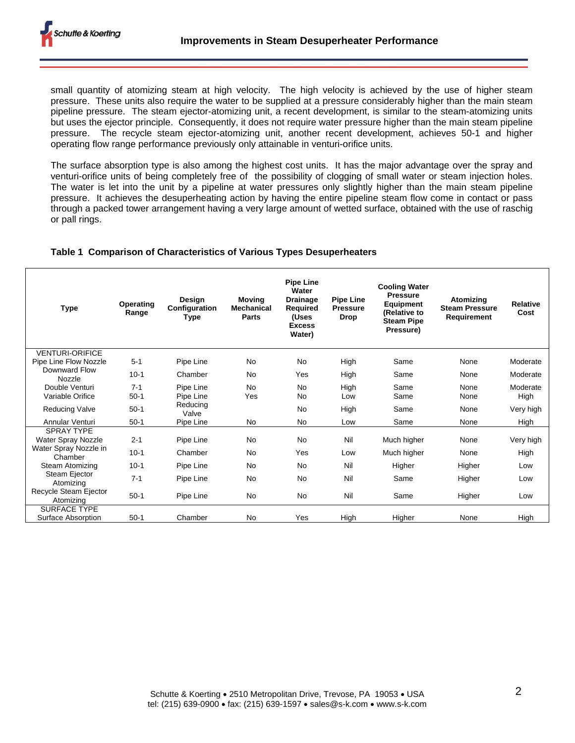small quantity of atomizing steam at high velocity. The high velocity is achieved by the use of higher steam pressure. These units also require the water to be supplied at a pressure considerably higher than the main steam pipeline pressure. The steam ejector-atomizing unit, a recent development, is similar to the steam-atomizing units but uses the ejector principle. Consequently, it does not require water pressure higher than the main steam pipeline pressure. The recycle steam ejector-atomizing unit, another recent development, achieves 50-1 and higher operating flow range performance previously only attainable in venturi-orifice units.

The surface absorption type is also among the highest cost units. It has the major advantage over the spray and venturi-orifice units of being completely free of the possibility of clogging of small water or steam injection holes. The water is let into the unit by a pipeline at water pressures only slightly higher than the main steam pipeline pressure. It achieves the desuperheating action by having the entire pipeline steam flow come in contact or pass through a packed tower arrangement having a very large amount of wetted surface, obtained with the use of raschig or pall rings.

**Table 1 Comparison of Characteristics of Various Types Desuperheaters**

| Type | Operating Range | Design Configuration Type | Moving Mechanical Parts | Pipe Line Water Drainage Required (Uses Excess Water) | Pipe Line Pressure Drop | Cooling Water Pressure Equipment (Relative to Steam Pipe Pressure) | Atomizing Steam Pressure Requirement | Relative Cost |
|---|---|---|---|---|---|---|---|---|
| VENTURI-ORIFICE | | | | | | | | |
| Pipe Line Flow Nozzle | 5-1 | Pipe Line | No | No | High | Same | None | Moderate |
| Downward Flow Nozzle | 10-1 | Chamber | No | Yes | High | Same | None | Moderate |
| Double Venturi | 7-1 | Pipe Line | No | No | High | Same | None | Moderate |
| Variable Orifice | 50-1 | Pipe Line | Yes | No | Low | Same | None | High |
| Reducing Valve | 50-1 | Reducing Valve | | No | High | Same | None | Very high |
| Annular Venturi | 50-1 | Pipe Line | No | No | Low | Same | None | High |
| SPRAY TYPE | | | | | | | | |
| Water Spray Nozzle | 2-1 | Pipe Line | No | No | Nil | Much higher | None | Very high |
| Water Spray Nozzle in Chamber | 10-1 | Chamber | No | Yes | Low | Much higher | None | High |
| Steam Atomizing | 10-1 | Pipe Line | No | No | Nil | Higher | Higher | Low |
| Steam Ejector Atomizing | 7-1 | Pipe Line | No | No | Nil | Same | Higher | Low |
| Recycle Steam Ejector Atomizing | 50-1 | Pipe Line | No | No | Nil | Same | Higher | Low |
| SURFACE TYPE | | | | | | | | |
| Surface Absorption | 50-1 | Chamber | No | Yes | High | Higher | None | High |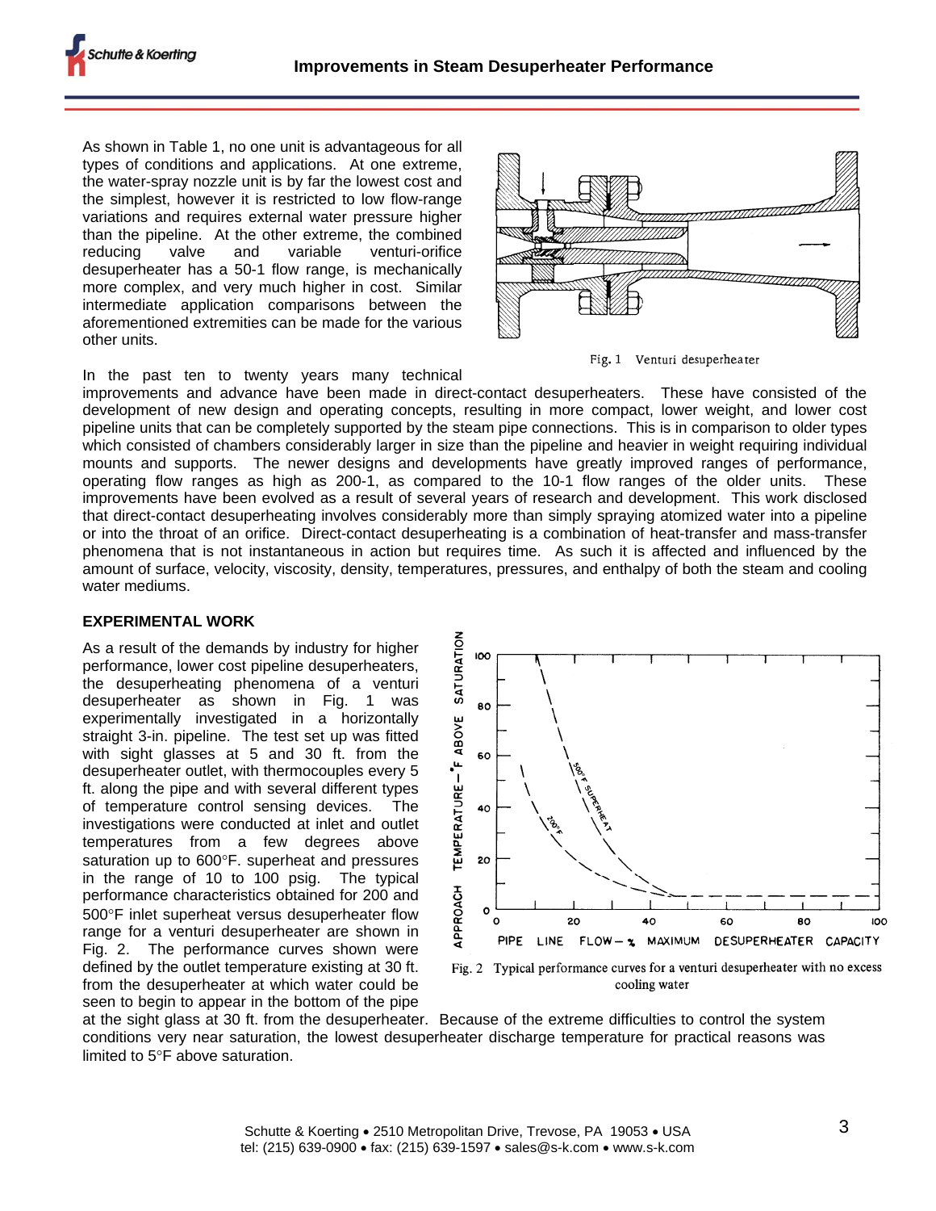As shown in Table 1, no one unit is advantageous for all types of conditions and applications. At one extreme, the water-spray nozzle unit is by far the lowest cost and the simplest, however it is restricted to low flow-range variations and requires external water pressure higher than the pipeline. At the other extreme, the combined reducing valve and variable venturi-orifice desuperheater has a 50-1 flow range, is mechanically more complex, and very much higher in cost. Similar intermediate application comparisons between the aforementioned extremities can be made for the various other units.

Fig. 1 Venturi desuperheater

In the past ten to twenty years many technical improvements and advance have been made in direct-contact desuperheaters. These have consisted of the development of new design and operating concepts, resulting in more compact, lower weight, and lower cost pipeline units that can be completely supported by the steam pipe connections. This is in comparison to older types which consisted of chambers considerably larger in size than the pipeline and heavier in weight requiring individual mounts and supports. The newer designs and developments have greatly improved ranges of performance, operating flow ranges as high as 200-1, as compared to the 10-1 flow ranges of the older units. These improvements have been evolved as a result of several years of research and development. This work disclosed that direct-contact desuperheating involves considerably more than simply spraying atomized water into a pipeline or into the throat of an orifice. Direct-contact desuperheating is a combination of heat-transfer and mass-transfer phenomena that is not instantaneous in action but requires time. As such it is affected and influenced by the amount of surface, velocity, viscosity, density, temperatures, pressures, and enthalpy of both the steam and cooling water mediums.

## EXPERIMENTAL WORK

As a result of the demands by industry for higher performance, lower cost pipeline desuperheaters, the desuperheating phenomena of a venturi desuperheater as shown in Fig. 1 was experimentally investigated in a horizontally straight 3-in. pipeline. The test set up was fitted with sight glasses at 5 and 30 ft. from the desuperheater outlet, with thermocouples every 5 ft. along the pipe and with several different types of temperature control sensing devices. The investigations were conducted at inlet and outlet temperatures from a few degrees above saturation up to 600°F. superheat and pressures in the range of 10 to 100 psig. The typical performance characteristics obtained for 200 and 500°F inlet superheat versus desuperheater flow range for a venturi desuperheater are shown in Fig. 2. The performance curves shown were defined by the outlet temperature existing at 30 ft. from the desuperheater at which water could be seen to begin to appear in the bottom of the pipe at the sight glass at 30 ft. from the desuperheater. Because of the extreme difficulties to control the system conditions very near saturation, the lowest desuperheater discharge temperature for practical reasons was limited to 5°F above saturation.

APPROACH TEMPERATURE—°F ABOVE SATURATION

100
80
60
40
20
0

500°F SUPERHEAT

200°F

0 20 40 60 80 100

PIPE LINE FLOW—% MAXIMUM DESUPERHEATER CAPACITY

Fig. 2 Typical performance curves for a venturi desuperheater with no excess cooling water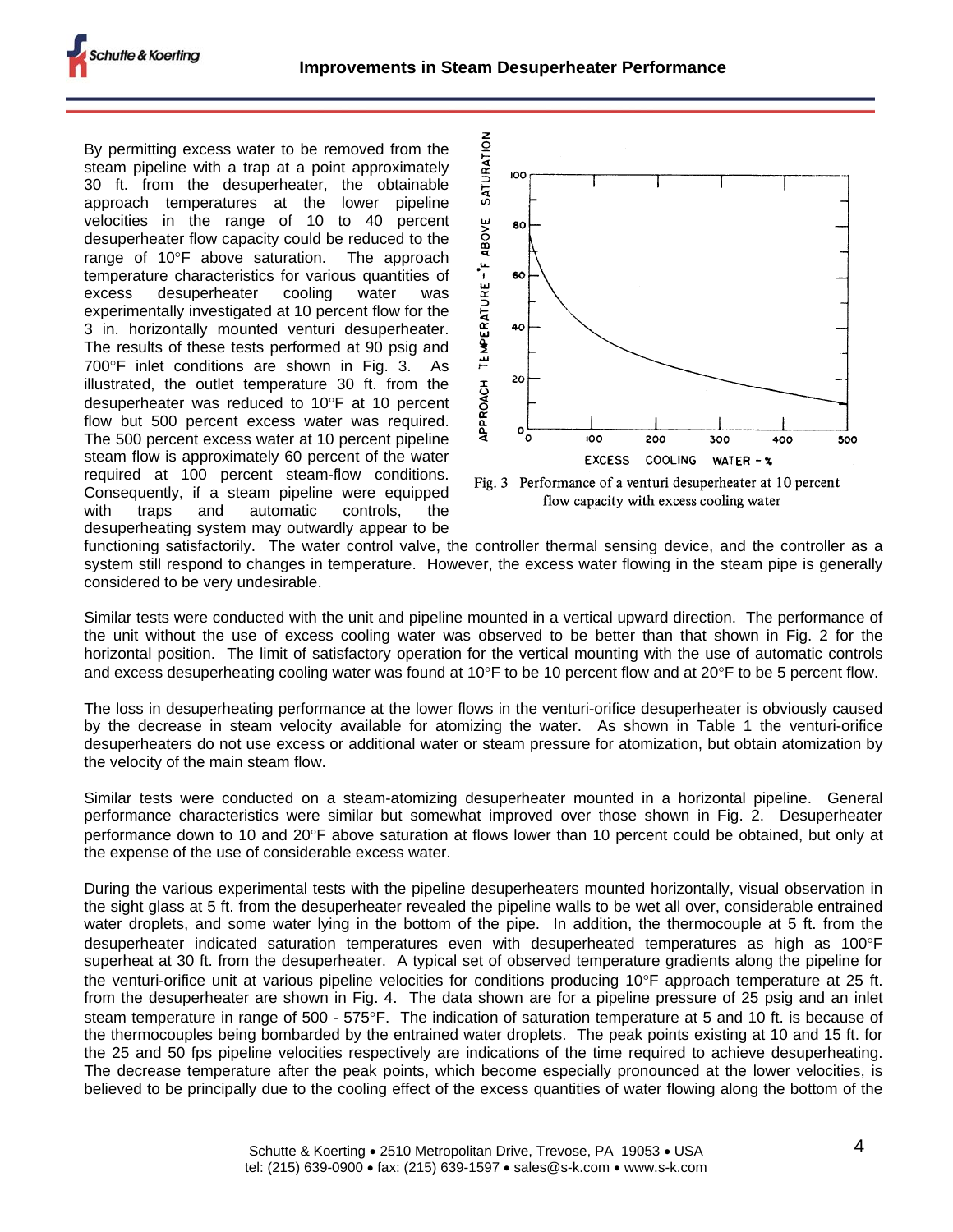By permitting excess water to be removed from the steam pipeline with a trap at a point approximately 30 ft. from the desuperheater, the obtainable approach temperatures at the lower pipeline velocities in the range of 10 to 40 percent desuperheater flow capacity could be reduced to the range of 10°F above saturation. The approach temperature characteristics for various quantities of excess desuperheater cooling water was experimentally investigated at 10 percent flow for the 3 in. horizontally mounted venturi desuperheater. The results of these tests performed at 90 psig and 700°F inlet conditions are shown in Fig. 3. As illustrated, the outlet temperature 30 ft. from the desuperheater was reduced to 10°F at 10 percent flow but 500 percent excess water was required. The 500 percent excess water at 10 percent pipeline steam flow is approximately 60 percent of the water required at 100 percent steam-flow conditions. Consequently, if a steam pipeline were equipped with traps and automatic controls, the desuperheating system may outwardly appear to be functioning satisfactorily. The water control valve, the controller thermal sensing device, and the controller as a system still respond to changes in temperature. However, the excess water flowing in the steam pipe is generally considered to be very undesirable.

APPROACH TEMPERATURE - °F ABOVE SATURATION

100
80
60
40
20
0

0
100
200
300
400
500

EXCESS COOLING WATER - %

Fig. 3 Performance of a venturi desuperheater at 10 percent flow capacity with excess cooling water

Similar tests were conducted with the unit and pipeline mounted in a vertical upward direction. The performance of the unit without the use of excess cooling water was observed to be better than that shown in Fig. 2 for the horizontal position. The limit of satisfactory operation for the vertical mounting with the use of automatic controls and excess desuperheating cooling water was found at 10°F to be 10 percent flow and at 20°F to be 5 percent flow.

The loss in desuperheating performance at the lower flows in the venturi-orifice desuperheater is obviously caused by the decrease in steam velocity available for atomizing the water. As shown in Table 1 the venturi-orifice desuperheaters do not use excess or additional water or steam pressure for atomization, but obtain atomization by the velocity of the main steam flow.

Similar tests were conducted on a steam-atomizing desuperheater mounted in a horizontal pipeline. General performance characteristics were similar but somewhat improved over those shown in Fig. 2. Desuperheater performance down to 10 and 20°F above saturation at flows lower than 10 percent could be obtained, but only at the expense of the use of considerable excess water.

During the various experimental tests with the pipeline desuperheaters mounted horizontally, visual observation in the sight glass at 5 ft. from the desuperheater revealed the pipeline walls to be wet all over, considerable entrained water droplets, and some water lying in the bottom of the pipe. In addition, the thermocouple at 5 ft. from the desuperheater indicated saturation temperatures even with desuperheated temperatures as high as 100°F superheat at 30 ft. from the desuperheater. A typical set of observed temperature gradients along the pipeline for the venturi-orifice unit at various pipeline velocities for conditions producing 10°F approach temperature at 25 ft. from the desuperheater are shown in Fig. 4. The data shown are for a pipeline pressure of 25 psig and an inlet steam temperature in range of 500 - 575°F. The indication of saturation temperature at 5 and 10 ft. is because of the thermocouples being bombarded by the entrained water droplets. The peak points existing at 10 and 15 ft. for the 25 and 50 fps pipeline velocities respectively are indications of the time required to achieve desuperheating. The decrease temperature after the peak points, which become especially pronounced at the lower velocities, is believed to be principally due to the cooling effect of the excess quantities of water flowing along the bottom of the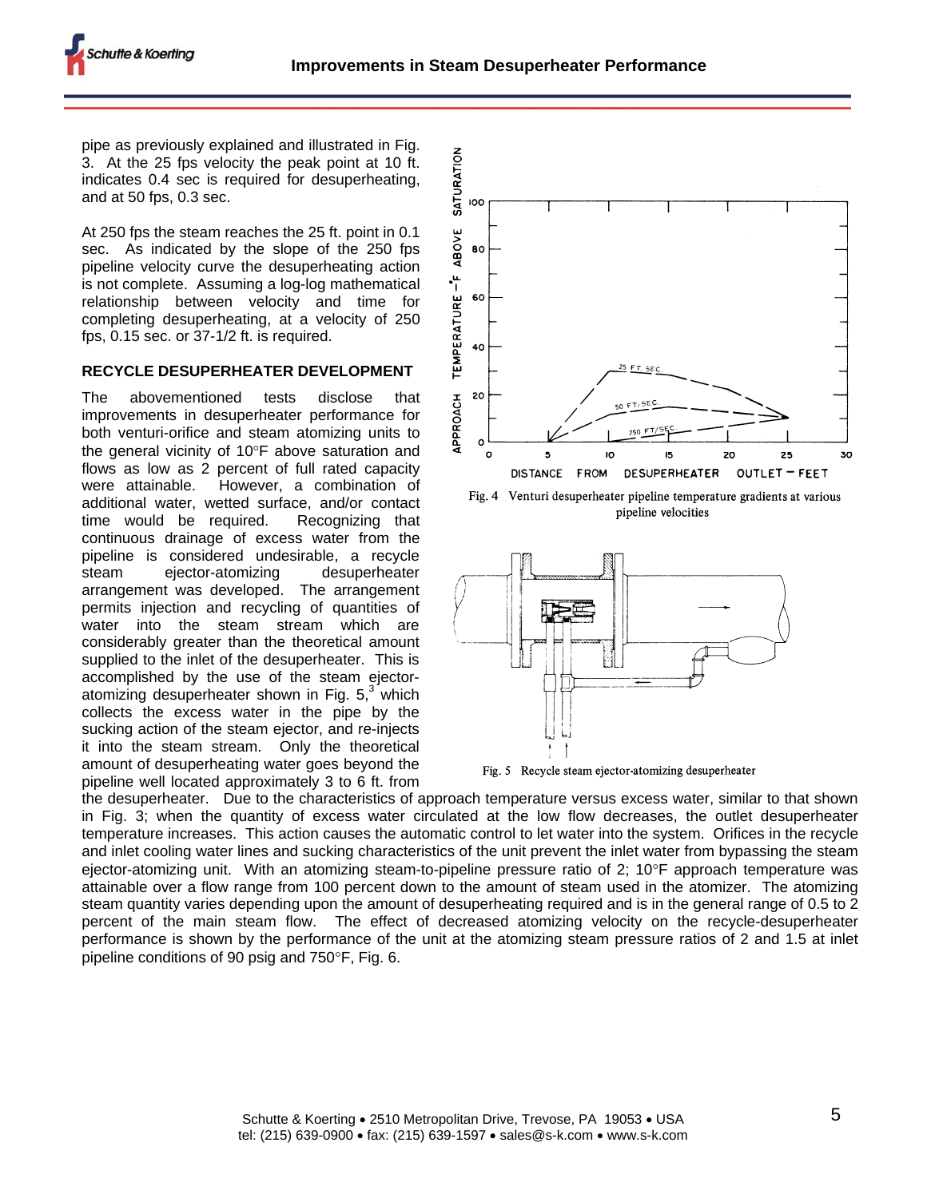pipe as previously explained and illustrated in Fig. 3. At the 25 fps velocity the peak point at 10 ft. indicates 0.4 sec is required for desuperheating, and at 50 fps, 0.3 sec.

At 250 fps the steam reaches the 25 ft. point in 0.1 sec. As indicated by the slope of the 250 fps pipeline velocity curve the desuperheating action is not complete. Assuming a log-log mathematical relationship between velocity and time for completing desuperheating, at a velocity of 250 fps, 0.15 sec. or 37-1/2 ft. is required.

### RECYCLE DESUPERHEATER DEVELOPMENT

The abovementioned tests disclose that improvements in desuperheater performance for both venturi-orifice and steam atomizing units to the general vicinity of 10°F above saturation and flows as low as 2 percent of full rated capacity were attainable. However, a combination of additional water, wetted surface, and/or contact time would be required. Recognizing that continuous drainage of excess water from the pipeline is considered undesirable, a recycle steam ejector-atomizing desuperheater arrangement was developed. The arrangement permits injection and recycling of quantities of water into the steam stream which are considerably greater than the theoretical amount supplied to the inlet of the desuperheater. This is accomplished by the use of the steam ejector-atomizing desuperheater shown in Fig. 5,[3] which collects the excess water in the pipe by the sucking action of the steam ejector, and re-injects it into the steam stream. Only the theoretical amount of desuperheating water goes beyond the pipeline well located approximately 3 to 6 ft. from the desuperheater. Due to the characteristics of approach temperature versus excess water, similar to that shown in Fig. 3; when the quantity of excess water circulated at the low flow decreases, the outlet desuperheater temperature increases. This action causes the automatic control to let water into the system. Orifices in the recycle and inlet cooling water lines and sucking characteristics of the unit prevent the inlet water from bypassing the steam ejector-atomizing unit. With an atomizing steam-to-pipeline pressure ratio of 2; 10°F approach temperature was attainable over a flow range from 100 percent down to the amount of steam used in the atomizer. The atomizing steam quantity varies depending upon the amount of desuperheating required and is in the general range of 0.5 to 2 percent of the main steam flow. The effect of decreased atomizing velocity on the recycle-desuperheater performance is shown by the performance of the unit at the atomizing steam pressure ratios of 2 and 1.5 at inlet pipeline conditions of 90 psig and 750°F, Fig. 6.

APPROACH TEMPERATURE —°F ABOVE SATURATION
0
20
40
60
80
100
0
5
10
15
20
25
30
DISTANCE FROM DESUPERHEATER OUTLET — FEET
25 FT. SEC.
50 FT/SEC.
250 FT/SEC.

Fig. 4 Venturi desuperheater pipeline temperature gradients at various pipeline velocities

Fig. 5 Recycle steam ejector-atomizing desuperheater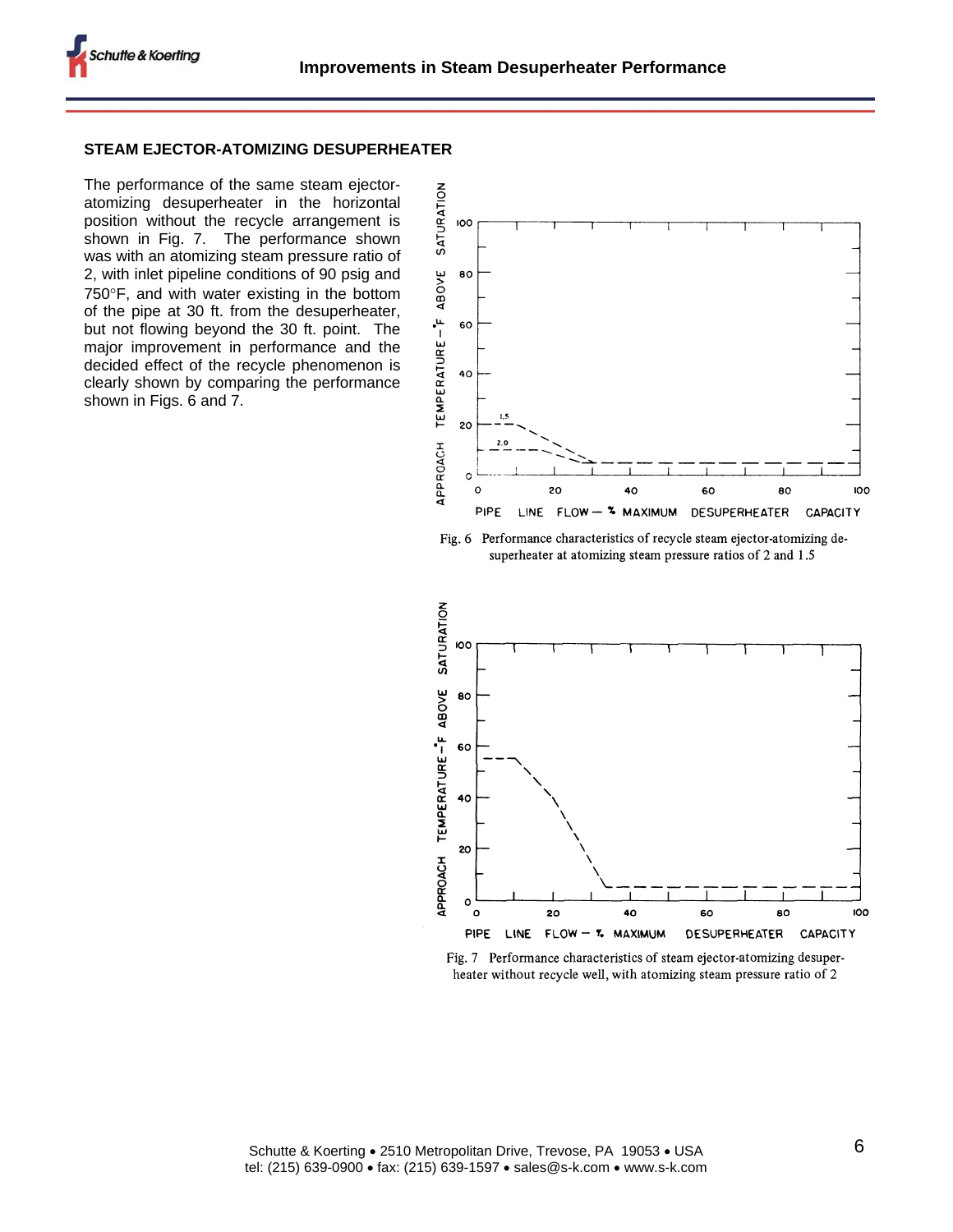## STEAM EJECTOR-ATOMIZING DESUPERHEATER

The performance of the same steam ejector-atomizing desuperheater in the horizontal position without the recycle arrangement is shown in Fig. 7. The performance shown was with an atomizing steam pressure ratio of 2, with inlet pipeline conditions of 90 psig and 750°F, and with water existing in the bottom of the pipe at 30 ft. from the desuperheater, but not flowing beyond the 30 ft. point. The major improvement in performance and the decided effect of the recycle phenomenon is clearly shown by comparing the performance shown in Figs. 6 and 7.

APPROACH TEMPERATURE – °F ABOVE SATURATION

100
80
60
40
20
0

1.5
2.0

0 20 40 60 80 100

PIPE LINE FLOW – % MAXIMUM DESUPERHEATER CAPACITY

Fig. 6 Performance characteristics of recycle steam ejector-atomizing desuperheater at atomizing steam pressure ratios of 2 and 1.5

APPROACH TEMPERATURE – °F ABOVE SATURATION

100
80
60
40
20
0

0 20 40 60 80 100

PIPE LINE FLOW – % MAXIMUM DESUPERHEATER CAPACITY

Fig. 7 Performance characteristics of steam ejector-atomizing desuperheater without recycle well, with atomizing steam pressure ratio of 2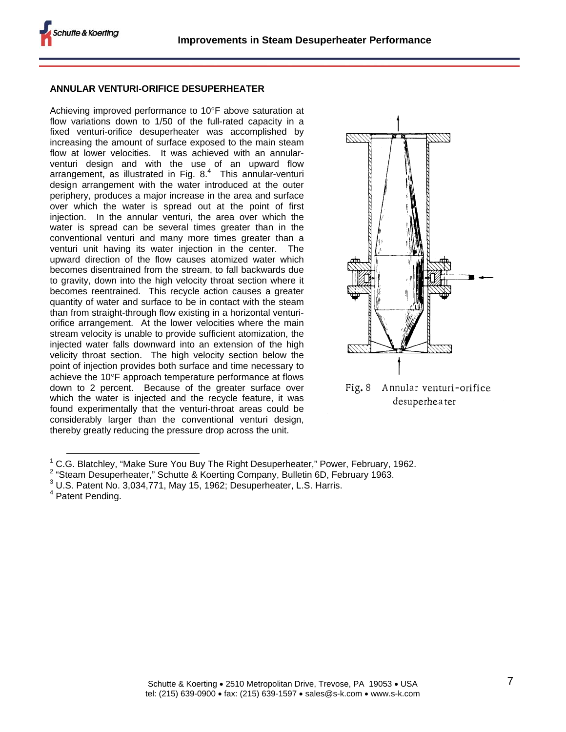## ANNULAR VENTURI-ORIFICE DESUPERHEATER

Achieving improved performance to 10°F above saturation at flow variations down to 1/50 of the full-rated capacity in a fixed venturi-orifice desuperheater was accomplished by increasing the amount of surface exposed to the main steam flow at lower velocities. It was achieved with an annular-venturi design and with the use of an upward flow arrangement, as illustrated in Fig. 8.[4] This annular-venturi design arrangement with the water introduced at the outer periphery, produces a major increase in the area and surface over which the water is spread out at the point of first injection. In the annular venturi, the area over which the water is spread can be several times greater than in the conventional venturi and many more times greater than a venturi unit having its water injection in the center. The upward direction of the flow causes atomized water which becomes disentrained from the stream, to fall backwards due to gravity, down into the high velocity throat section where it becomes reentrained. This recycle action causes a greater quantity of water and surface to be in contact with the steam than from straight-through flow existing in a horizontal venturi-orifice arrangement. At the lower velocities where the main stream velocity is unable to provide sufficient atomization, the injected water falls downward into an extension of the high velicity throat section. The high velocity section below the point of injection provides both surface and time necessary to achieve the 10°F approach temperature performance at flows down to 2 percent. Because of the greater surface over which the water is injected and the recycle feature, it was found experimentally that the venturi-throat areas could be considerably larger than the conventional venturi design, thereby greatly reducing the pressure drop across the unit.

Fig. 8 Annular venturi-orifice desuperheater

---

[1] C.G. Blatchley, "Make Sure You Buy The Right Desuperheater," Power, February, 1962.

[2] "Steam Desuperheater," Schutte & Koerting Company, Bulletin 6D, February 1963.

[3] U.S. Patent No. 3,034,771, May 15, 1962; Desuperheater, L.S. Harris.

[4] Patent Pending.